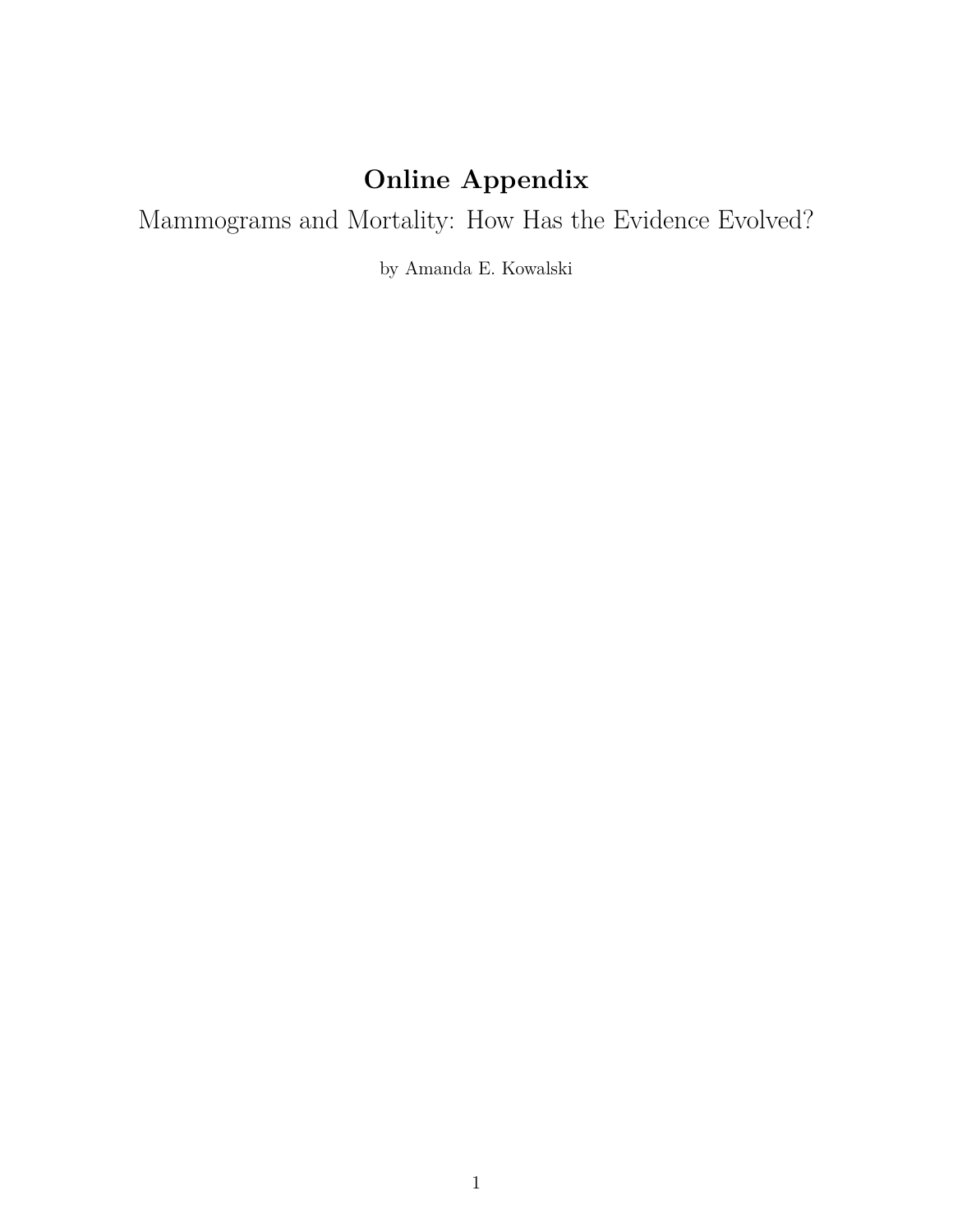# Online Appendix

## Mammograms and Mortality: How Has the Evidence Evolved?

by Amanda E. Kowalski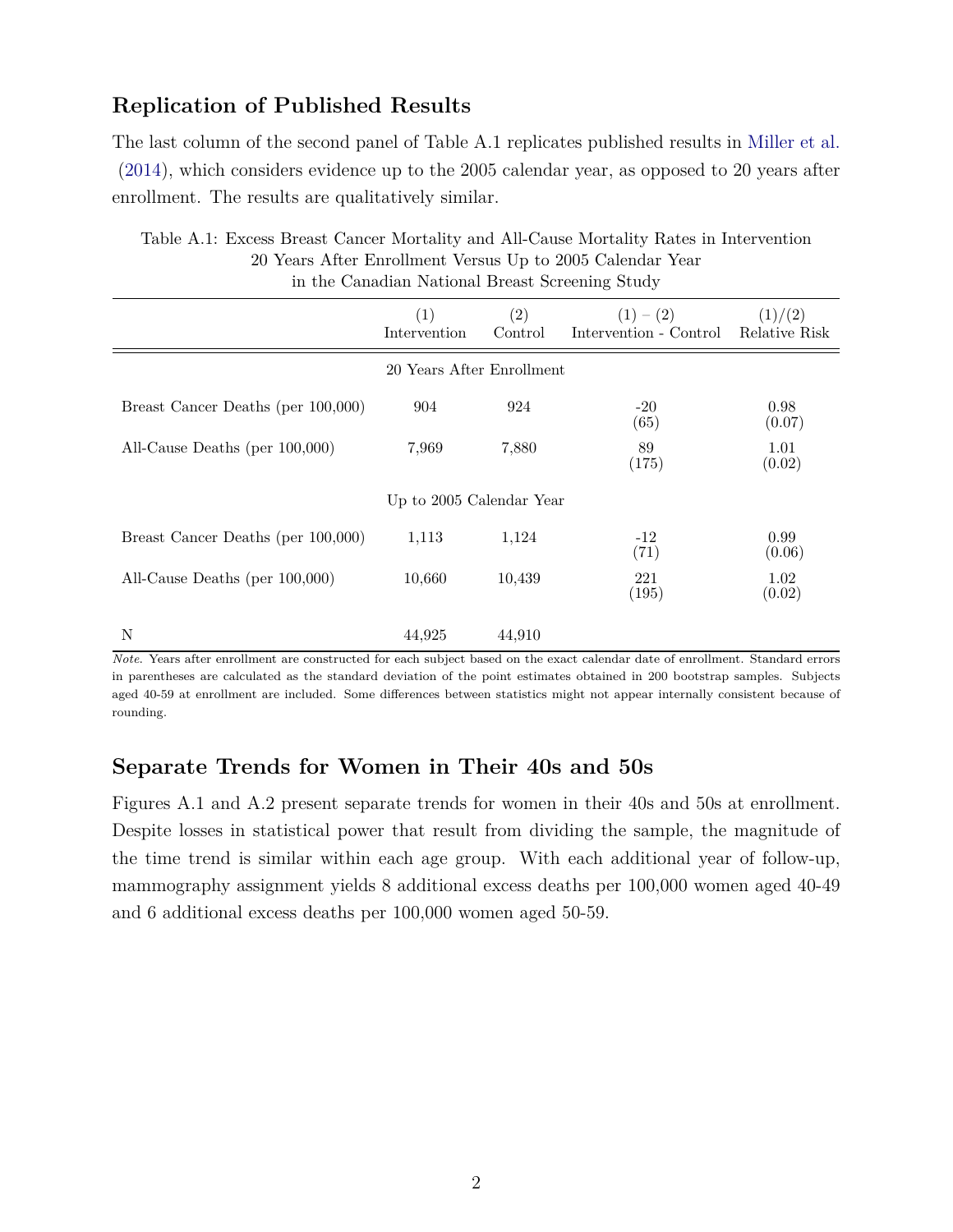## Replication of Published Results

The last column of the second panel of Table A.1 replicates published results in Miller et al. (2014), which considers evidence up to the 2005 calendar year, as opposed to 20 years after enrollment. The results are qualitatively similar.

Table A.1: Excess Breast Cancer Mortality and All-Cause Mortality Rates in Intervention 20 Years After Enrollment Versus Up to 2005 Calendar Year in the Canadian National Breast Screening Study

| | (1) Intervention | (2) Control | (1) − (2) Intervention - Control | (1)/(2) Relative Risk |
|---|---|---|---|---|
| | 20 Years After Enrollment | | | |
| Breast Cancer Deaths (per 100,000) | 904 | 924 | -20 (65) | 0.98 (0.07) |
| All-Cause Deaths (per 100,000) | 7,969 | 7,880 | 89 (175) | 1.01 (0.02) |
| | Up to 2005 Calendar Year | | | |
| Breast Cancer Deaths (per 100,000) | 1,113 | 1,124 | -12 (71) | 0.99 (0.06) |
| All-Cause Deaths (per 100,000) | 10,660 | 10,439 | 221 (195) | 1.02 (0.02) |
| N | 44,925 | 44,910 | | |

*Note.* Years after enrollment are constructed for each subject based on the exact calendar date of enrollment. Standard errors in parentheses are calculated as the standard deviation of the point estimates obtained in 200 bootstrap samples. Subjects aged 40-59 at enrollment are included. Some differences between statistics might not appear internally consistent because of rounding.

## Separate Trends for Women in Their 40s and 50s

Figures A.1 and A.2 present separate trends for women in their 40s and 50s at enrollment. Despite losses in statistical power that result from dividing the sample, the magnitude of the time trend is similar within each age group. With each additional year of follow-up, mammography assignment yields 8 additional excess deaths per 100,000 women aged 40-49 and 6 additional excess deaths per 100,000 women aged 50-59.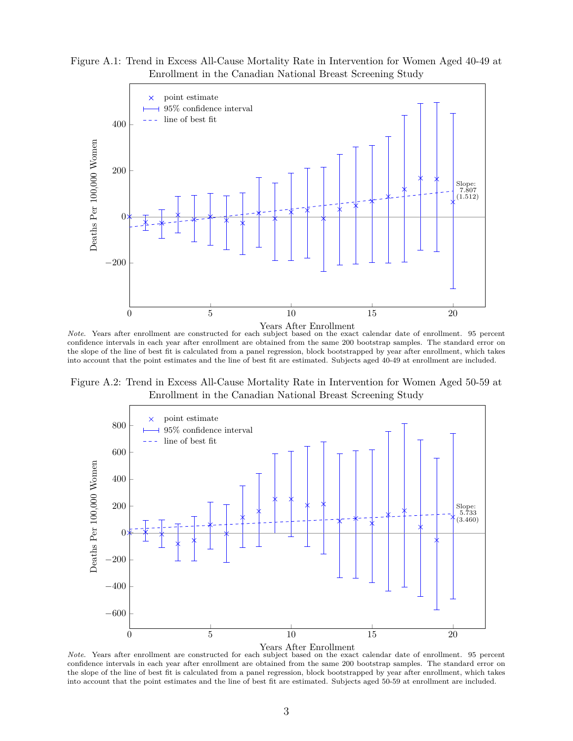Figure A.1: Trend in Excess All-Cause Mortality Rate in Intervention for Women Aged 40-49 at Enrollment in the Canadian National Breast Screening Study

*Note*. Years after enrollment are constructed for each subject based on the exact calendar date of enrollment. 95 percent confidence intervals in each year after enrollment are obtained from the same 200 bootstrap samples. The standard error on the slope of the line of best fit is calculated from a panel regression, block bootstrapped by year after enrollment, which takes into account that the point estimates and the line of best fit are estimated. Subjects aged 40-49 at enrollment are included.

Figure A.2: Trend in Excess All-Cause Mortality Rate in Intervention for Women Aged 50-59 at Enrollment in the Canadian National Breast Screening Study

*Note*. Years after enrollment are constructed for each subject based on the exact calendar date of enrollment. 95 percent confidence intervals in each year after enrollment are obtained from the same 200 bootstrap samples. The standard error on the slope of the line of best fit is calculated from a panel regression, block bootstrapped by year after enrollment, which takes into account that the point estimates and the line of best fit are estimated. Subjects aged 50-59 at enrollment are included.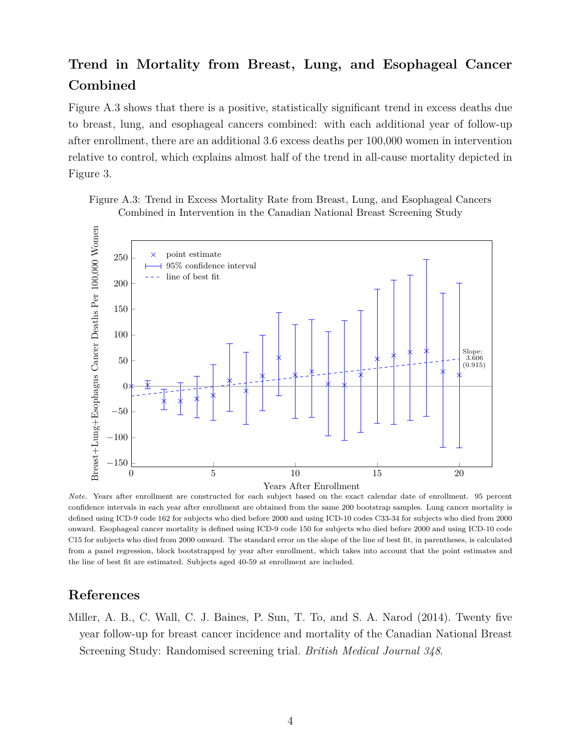## Trend in Mortality from Breast, Lung, and Esophageal Cancer Combined

Figure A.3 shows that there is a positive, statistically significant trend in excess deaths due to breast, lung, and esophageal cancers combined: with each additional year of follow-up after enrollment, there are an additional 3.6 excess deaths per 100,000 women in intervention relative to control, which explains almost half of the trend in all-cause mortality depicted in Figure 3.

Figure A.3: Trend in Excess Mortality Rate from Breast, Lung, and Esophageal Cancers Combined in Intervention in the Canadian National Breast Screening Study

Breast+Lung+Esophagus Cancer Deaths Per 100,000 Women

250
200
150
100
50
0
−50
−100
−150

0
5
10
15
20

Years After Enrollment

point estimate
95% confidence interval
line of best fit

Slope:
3.606
(0.915)

*Note.* Years after enrollment are constructed for each subject based on the exact calendar date of enrollment. 95 percent confidence intervals in each year after enrollment are obtained from the same 200 bootstrap samples. Lung cancer mortality is defined using ICD-9 code 162 for subjects who died before 2000 and using ICD-10 codes C33-34 for subjects who died from 2000 onward. Esophageal cancer mortality is defined using ICD-9 code 150 for subjects who died before 2000 and using ICD-10 code C15 for subjects who died from 2000 onward. The standard error on the slope of the line of best fit, in parentheses, is calculated from a panel regression, block bootstrapped by year after enrollment, which takes into account that the point estimates and the line of best fit are estimated. Subjects aged 40-59 at enrollment are included.

## References

Miller, A. B., C. Wall, C. J. Baines, P. Sun, T. To, and S. A. Narod (2014). Twenty five year follow-up for breast cancer incidence and mortality of the Canadian National Breast Screening Study: Randomised screening trial. *British Medical Journal 348*.